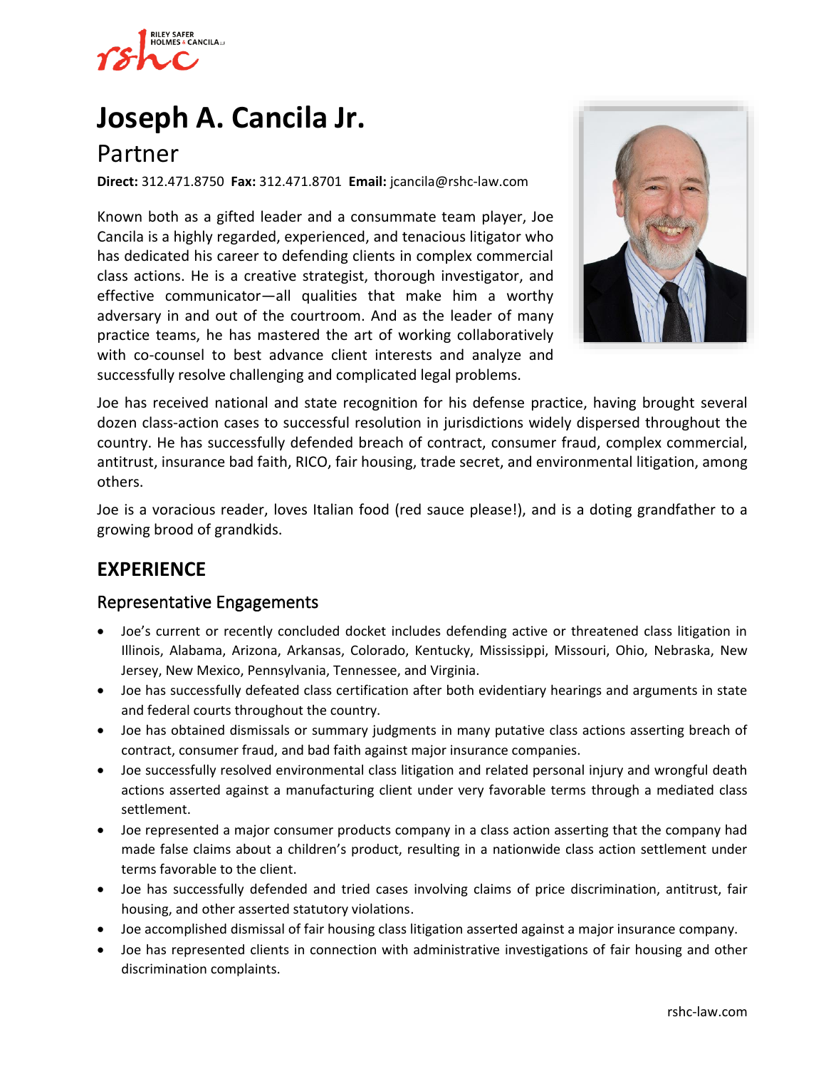# Joseph A. Cancila Jr.

## Partner

**Direct:** 312.471.8750 **Fax:** 312.471.8701 **Email:** jcancila@rshc-law.com

Known both as a gifted leader and a consummate team player, Joe Cancila is a highly regarded, experienced, and tenacious litigator who has dedicated his career to defending clients in complex commercial class actions. He is a creative strategist, thorough investigator, and effective communicator—all qualities that make him a worthy adversary in and out of the courtroom. And as the leader of many practice teams, he has mastered the art of working collaboratively with co-counsel to best advance client interests and analyze and successfully resolve challenging and complicated legal problems.

Joe has received national and state recognition for his defense practice, having brought several dozen class-action cases to successful resolution in jurisdictions widely dispersed throughout the country. He has successfully defended breach of contract, consumer fraud, complex commercial, antitrust, insurance bad faith, RICO, fair housing, trade secret, and environmental litigation, among others.

Joe is a voracious reader, loves Italian food (red sauce please!), and is a doting grandfather to a growing brood of grandkids.

## EXPERIENCE

### Representative Engagements

- Joe's current or recently concluded docket includes defending active or threatened class litigation in Illinois, Alabama, Arizona, Arkansas, Colorado, Kentucky, Mississippi, Missouri, Ohio, Nebraska, New Jersey, New Mexico, Pennsylvania, Tennessee, and Virginia.
- Joe has successfully defeated class certification after both evidentiary hearings and arguments in state and federal courts throughout the country.
- Joe has obtained dismissals or summary judgments in many putative class actions asserting breach of contract, consumer fraud, and bad faith against major insurance companies.
- Joe successfully resolved environmental class litigation and related personal injury and wrongful death actions asserted against a manufacturing client under very favorable terms through a mediated class settlement.
- Joe represented a major consumer products company in a class action asserting that the company had made false claims about a children's product, resulting in a nationwide class action settlement under terms favorable to the client.
- Joe has successfully defended and tried cases involving claims of price discrimination, antitrust, fair housing, and other asserted statutory violations.
- Joe accomplished dismissal of fair housing class litigation asserted against a major insurance company.
- Joe has represented clients in connection with administrative investigations of fair housing and other discrimination complaints.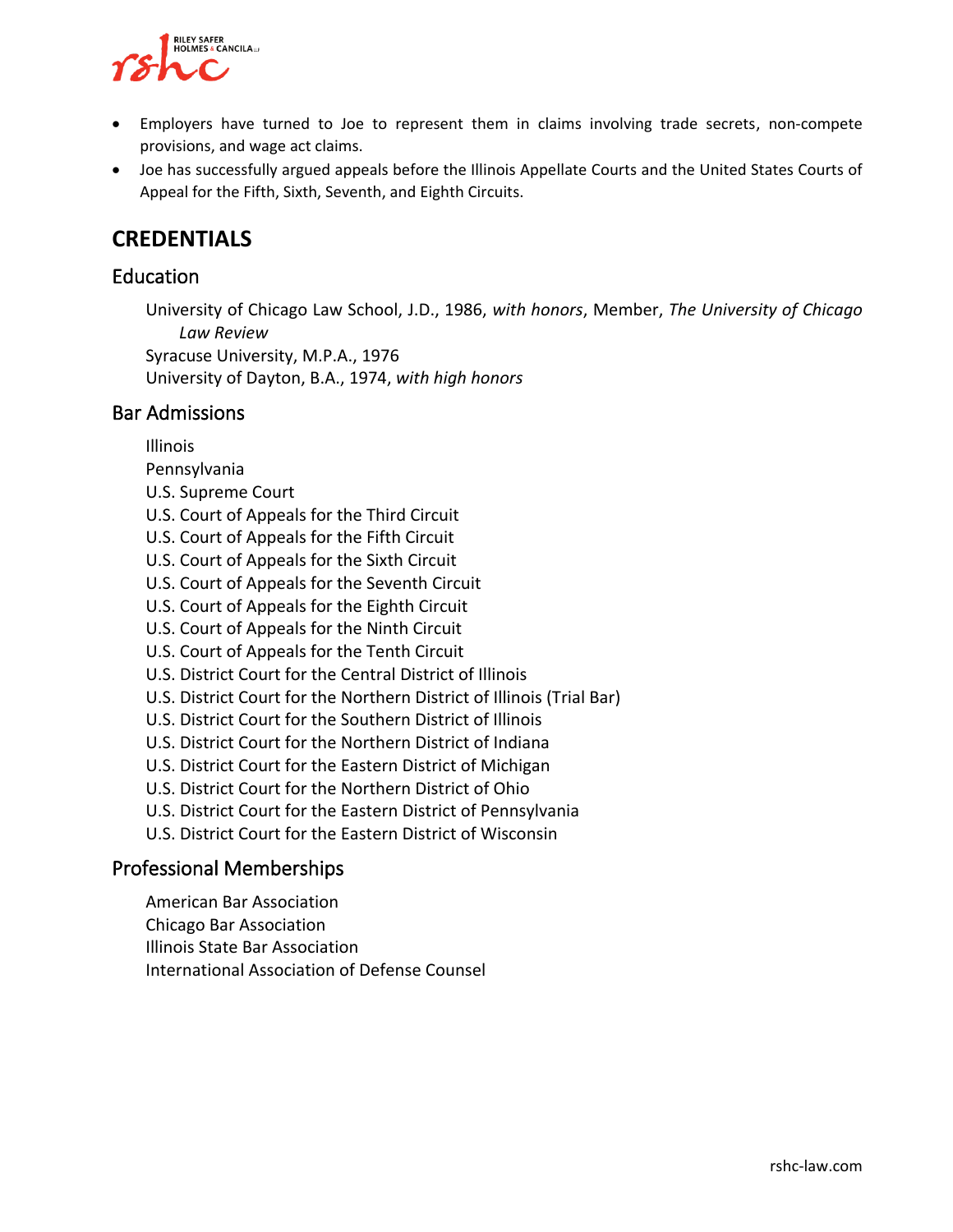- Employers have turned to Joe to represent them in claims involving trade secrets, non-compete provisions, and wage act claims.
- Joe has successfully argued appeals before the Illinois Appellate Courts and the United States Courts of Appeal for the Fifth, Sixth, Seventh, and Eighth Circuits.

# CREDENTIALS

## Education

University of Chicago Law School, J.D., 1986, *with honors*, Member, *The University of Chicago Law Review*
Syracuse University, M.P.A., 1976
University of Dayton, B.A., 1974, *with high honors*

## Bar Admissions

Illinois
Pennsylvania
U.S. Supreme Court
U.S. Court of Appeals for the Third Circuit
U.S. Court of Appeals for the Fifth Circuit
U.S. Court of Appeals for the Sixth Circuit
U.S. Court of Appeals for the Seventh Circuit
U.S. Court of Appeals for the Eighth Circuit
U.S. Court of Appeals for the Ninth Circuit
U.S. Court of Appeals for the Tenth Circuit
U.S. District Court for the Central District of Illinois
U.S. District Court for the Northern District of Illinois (Trial Bar)
U.S. District Court for the Southern District of Illinois
U.S. District Court for the Northern District of Indiana
U.S. District Court for the Eastern District of Michigan
U.S. District Court for the Northern District of Ohio
U.S. District Court for the Eastern District of Pennsylvania
U.S. District Court for the Eastern District of Wisconsin

## Professional Memberships

American Bar Association
Chicago Bar Association
Illinois State Bar Association
International Association of Defense Counsel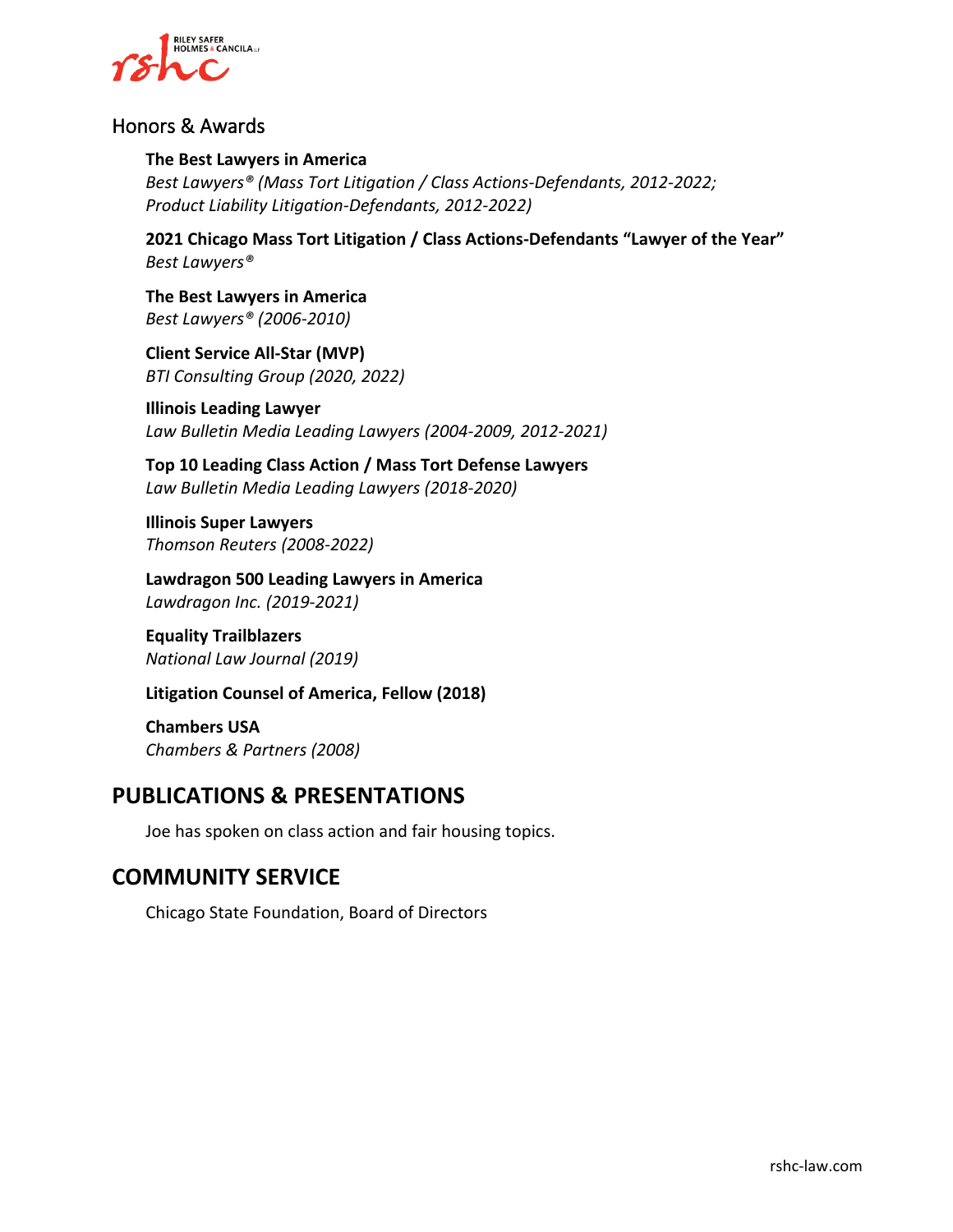## Honors & Awards

**The Best Lawyers in America**
*Best Lawyers® (Mass Tort Litigation / Class Actions-Defendants, 2012-2022; Product Liability Litigation-Defendants, 2012-2022)*

**2021 Chicago Mass Tort Litigation / Class Actions-Defendants "Lawyer of the Year"**
*Best Lawyers®*

**The Best Lawyers in America**
*Best Lawyers® (2006-2010)*

**Client Service All-Star (MVP)**
*BTI Consulting Group (2020, 2022)*

**Illinois Leading Lawyer**
*Law Bulletin Media Leading Lawyers (2004-2009, 2012-2021)*

**Top 10 Leading Class Action / Mass Tort Defense Lawyers**
*Law Bulletin Media Leading Lawyers (2018-2020)*

**Illinois Super Lawyers**
*Thomson Reuters (2008-2022)*

**Lawdragon 500 Leading Lawyers in America**
*Lawdragon Inc. (2019-2021)*

**Equality Trailblazers**
*National Law Journal (2019)*

**Litigation Counsel of America, Fellow (2018)**

**Chambers USA**
*Chambers & Partners (2008)*

## PUBLICATIONS & PRESENTATIONS

Joe has spoken on class action and fair housing topics.

## COMMUNITY SERVICE

Chicago State Foundation, Board of Directors